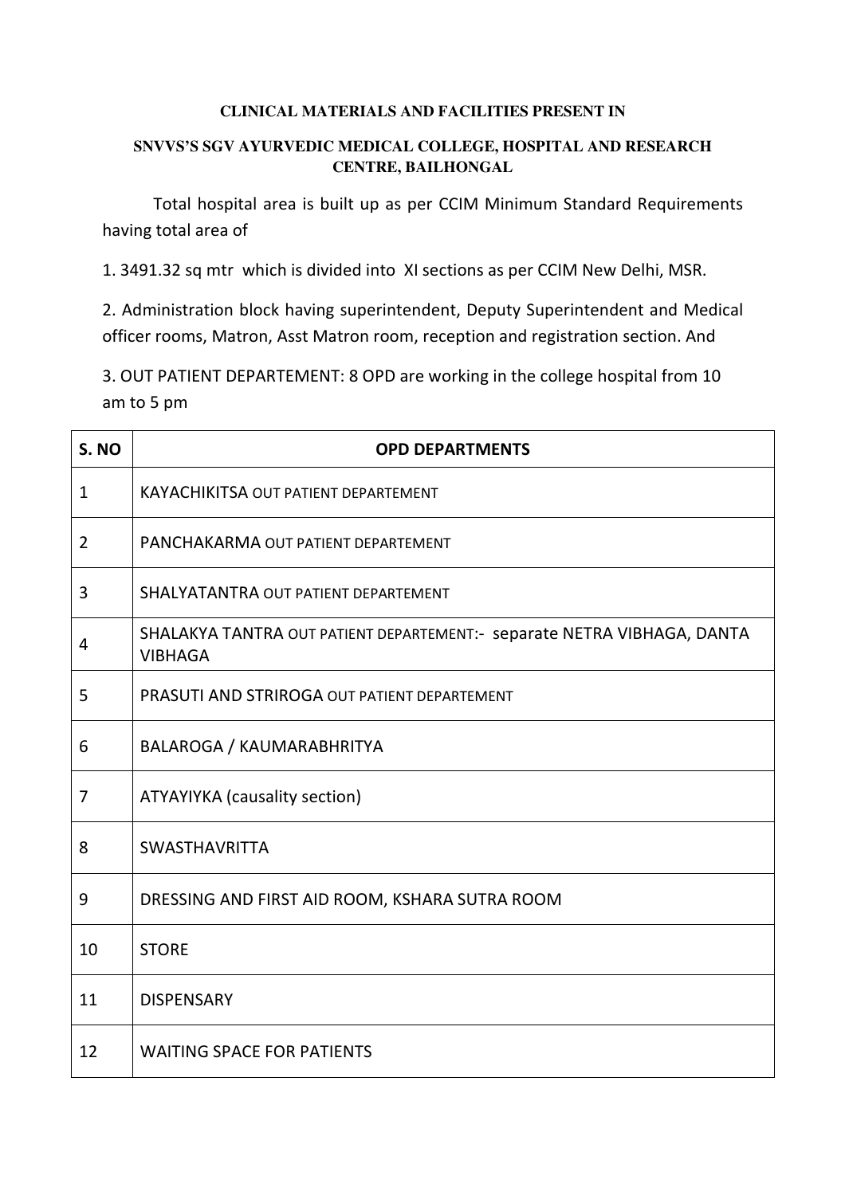**CLINICAL MATERIALS AND FACILITIES PRESENT IN**

**SNVVS'S SGV AYURVEDIC MEDICAL COLLEGE, HOSPITAL AND RESEARCH CENTRE, BAILHONGAL**

Total hospital area is built up as per CCIM Minimum Standard Requirements having total area of

1. 3491.32 sq mtr which is divided into XI sections as per CCIM New Delhi, MSR.

2. Administration block having superintendent, Deputy Superintendent and Medical officer rooms, Matron, Asst Matron room, reception and registration section. And

3. OUT PATIENT DEPARTEMENT: 8 OPD are working in the college hospital from 10 am to 5 pm

| S. NO | OPD DEPARTMENTS |
|---|---|
| 1 | KAYACHIKITSA OUT PATIENT DEPARTEMENT |
| 2 | PANCHAKARMA OUT PATIENT DEPARTEMENT |
| 3 | SHALYATANTRA OUT PATIENT DEPARTEMENT |
| 4 | SHALAKYA TANTRA OUT PATIENT DEPARTEMENT:- separate NETRA VIBHAGA, DANTA VIBHAGA |
| 5 | PRASUTI AND STRIROGA OUT PATIENT DEPARTEMENT |
| 6 | BALAROGA / KAUMARABHRITYA |
| 7 | ATYAYIYKA (causality section) |
| 8 | SWASTHAVRITTA |
| 9 | DRESSING AND FIRST AID ROOM, KSHARA SUTRA ROOM |
| 10 | STORE |
| 11 | DISPENSARY |
| 12 | WAITING SPACE FOR PATIENTS |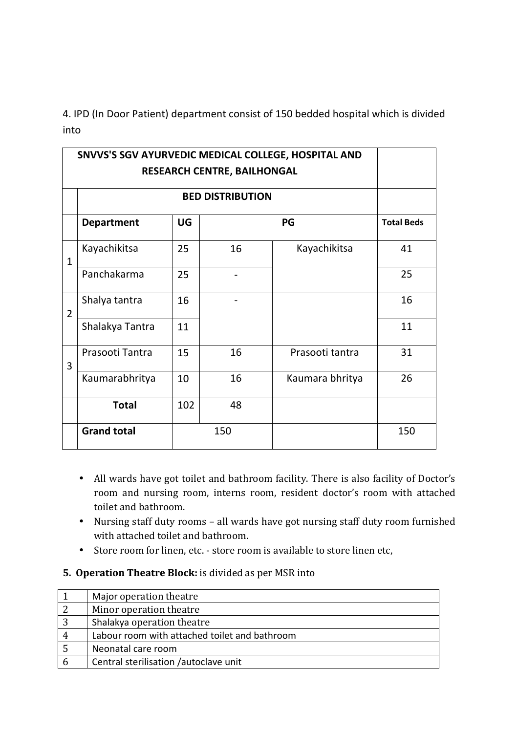4. IPD (In Door Patient) department consist of 150 bedded hospital which is divided into

| | SNVVS'S SGV AYURVEDIC MEDICAL COLLEGE, HOSPITAL AND RESEARCH CENTRE, BAILHONGAL | | | | |
|---|---|---|---|---|---|
| | BED DISTRIBUTION | | | | |
| | **Department** | **UG** | **PG** | | **Total Beds** |
| 1 | Kayachikitsa | 25 | 16 | Kayachikitsa | 41 |
| | Panchakarma | 25 | - | | 25 |
| 2 | Shalya tantra | 16 | - | | 16 |
| | Shalakya Tantra | 11 | | | 11 |
| 3 | Prasooti Tantra | 15 | 16 | Prasooti tantra | 31 |
| | Kaumarabhritya | 10 | 16 | Kaumara bhritya | 26 |
| | **Total** | 102 | 48 | | |
| | **Grand total** | 150 | | | 150 |

- All wards have got toilet and bathroom facility. There is also facility of Doctor's room and nursing room, interns room, resident doctor's room with attached toilet and bathroom.
- Nursing staff duty rooms – all wards have got nursing staff duty room furnished with attached toilet and bathroom.
- Store room for linen, etc. - store room is available to store linen etc,

**5. Operation Theatre Block:** is divided as per MSR into

| | |
|---|---|
| 1 | Major operation theatre |
| 2 | Minor operation theatre |
| 3 | Shalakya operation theatre |
| 4 | Labour room with attached toilet and bathroom |
| 5 | Neonatal care room |
| 6 | Central sterilisation /autoclave unit |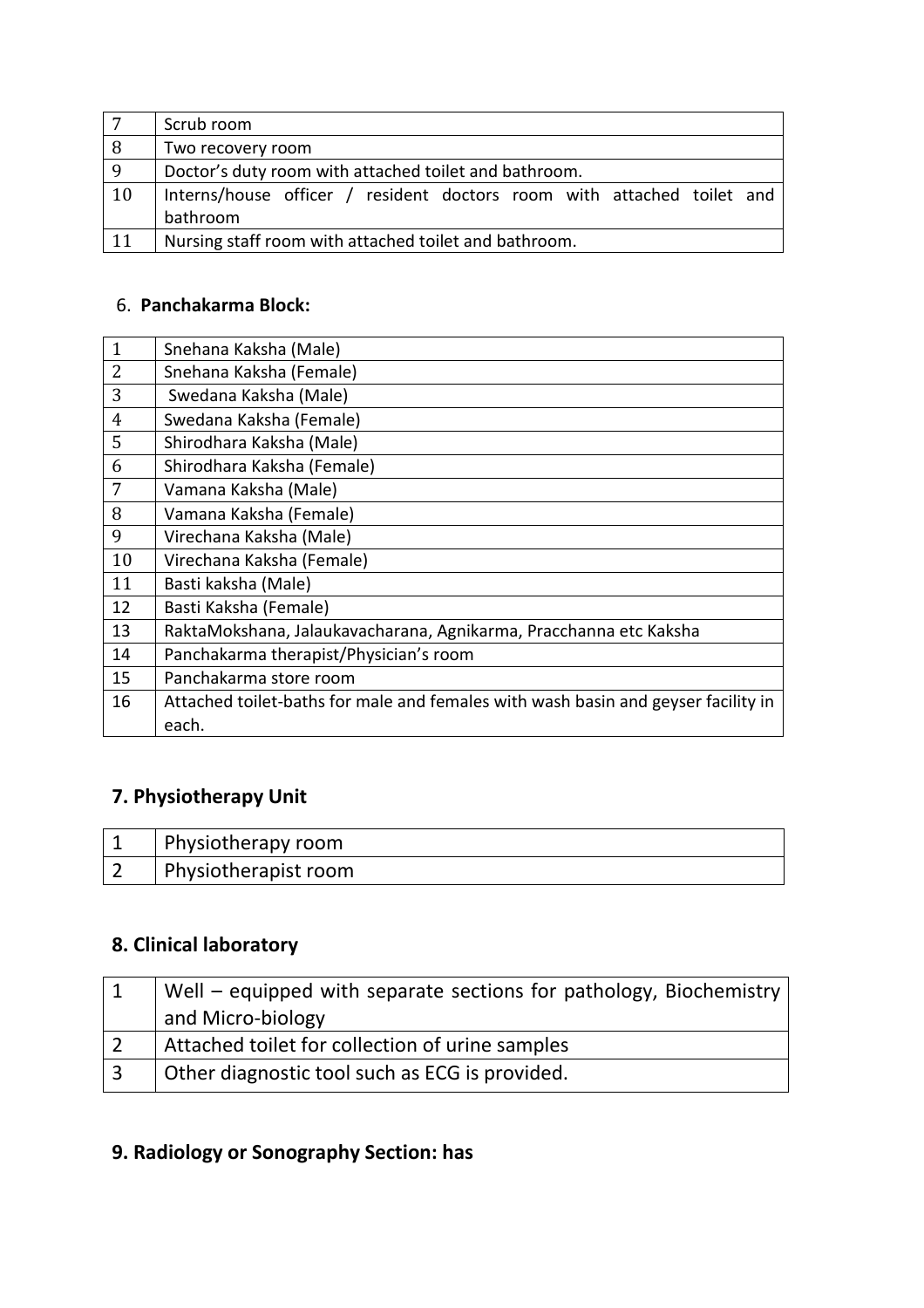| | |
|---|---|
| 7 | Scrub room |
| 8 | Two recovery room |
| 9 | Doctor's duty room with attached toilet and bathroom. |
| 10 | Interns/house officer / resident doctors room with attached toilet and bathroom |
| 11 | Nursing staff room with attached toilet and bathroom. |

6. **Panchakarma Block:**

| | |
|---|---|
| 1 | Snehana Kaksha (Male) |
| 2 | Snehana Kaksha (Female) |
| 3 | Swedana Kaksha (Male) |
| 4 | Swedana Kaksha (Female) |
| 5 | Shirodhara Kaksha (Male) |
| 6 | Shirodhara Kaksha (Female) |
| 7 | Vamana Kaksha (Male) |
| 8 | Vamana Kaksha (Female) |
| 9 | Virechana Kaksha (Male) |
| 10 | Virechana Kaksha (Female) |
| 11 | Basti kaksha (Male) |
| 12 | Basti Kaksha (Female) |
| 13 | RaktaMokshana, Jalaukavacharana, Agnikarma, Pracchanna etc Kaksha |
| 14 | Panchakarma therapist/Physician's room |
| 15 | Panchakarma store room |
| 16 | Attached toilet-baths for male and females with wash basin and geyser facility in each. |

## 7. Physiotherapy Unit

| | |
|---|---|
| 1 | Physiotherapy room |
| 2 | Physiotherapist room |

## 8. Clinical laboratory

| | |
|---|---|
| 1 | Well – equipped with separate sections for pathology, Biochemistry and Micro-biology |
| 2 | Attached toilet for collection of urine samples |
| 3 | Other diagnostic tool such as ECG is provided. |

## 9. Radiology or Sonography Section: has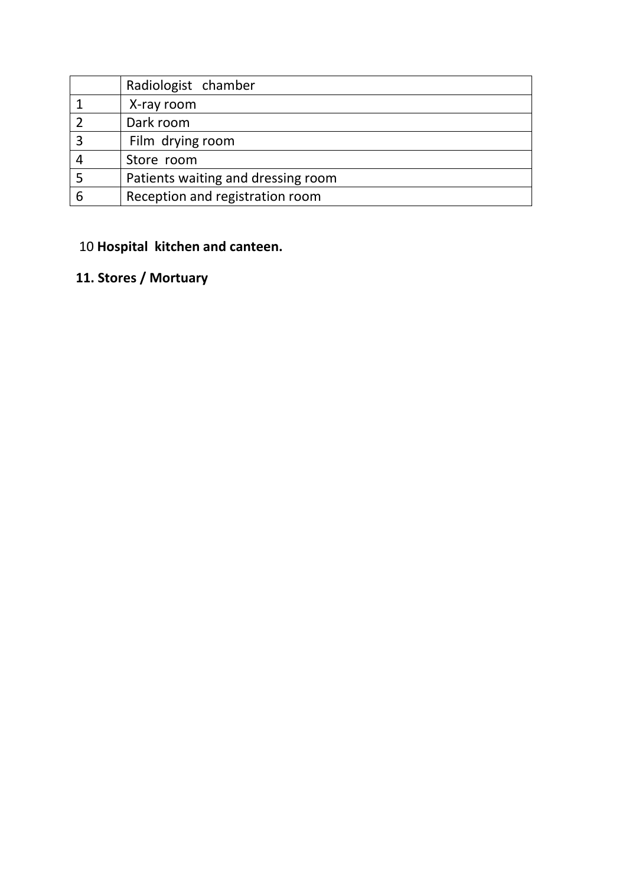|  | Radiologist chamber |
|---|---|
| 1 | X-ray room |
| 2 | Dark room |
| 3 | Film drying room |
| 4 | Store room |
| 5 | Patients waiting and dressing room |
| 6 | Reception and registration room |

10 **Hospital kitchen and canteen.**

**11. Stores / Mortuary**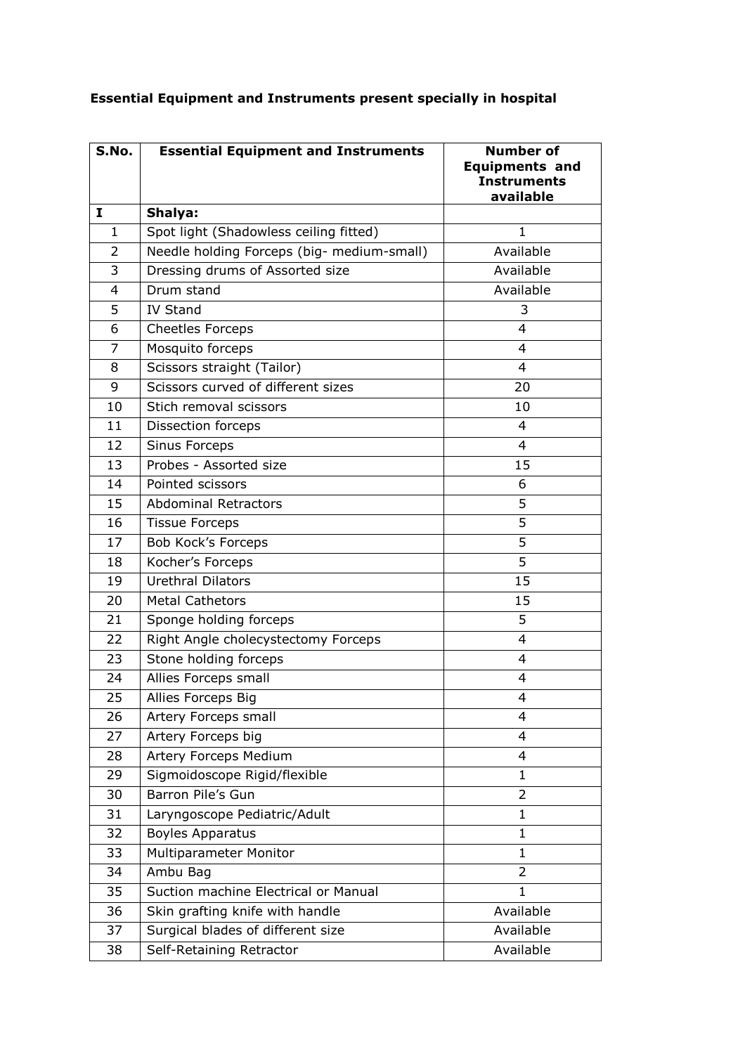**Essential Equipment and Instruments present specially in hospital**

| S.No. | Essential Equipment and Instruments | Number of Equipments and Instruments available |
|---|---|---|
| **I** | **Shalya:** | |
| 1 | Spot light (Shadowless ceiling fitted) | 1 |
| 2 | Needle holding Forceps (big- medium-small) | Available |
| 3 | Dressing drums of Assorted size | Available |
| 4 | Drum stand | Available |
| 5 | IV Stand | 3 |
| 6 | Cheetles Forceps | 4 |
| 7 | Mosquito forceps | 4 |
| 8 | Scissors straight (Tailor) | 4 |
| 9 | Scissors curved of different sizes | 20 |
| 10 | Stich removal scissors | 10 |
| 11 | Dissection forceps | 4 |
| 12 | Sinus Forceps | 4 |
| 13 | Probes - Assorted size | 15 |
| 14 | Pointed scissors | 6 |
| 15 | Abdominal Retractors | 5 |
| 16 | Tissue Forceps | 5 |
| 17 | Bob Kock's Forceps | 5 |
| 18 | Kocher's Forceps | 5 |
| 19 | Urethral Dilators | 15 |
| 20 | Metal Cathetors | 15 |
| 21 | Sponge holding forceps | 5 |
| 22 | Right Angle cholecystectomy Forceps | 4 |
| 23 | Stone holding forceps | 4 |
| 24 | Allies Forceps small | 4 |
| 25 | Allies Forceps Big | 4 |
| 26 | Artery Forceps small | 4 |
| 27 | Artery Forceps big | 4 |
| 28 | Artery Forceps Medium | 4 |
| 29 | Sigmoidoscope Rigid/flexible | 1 |
| 30 | Barron Pile's Gun | 2 |
| 31 | Laryngoscope Pediatric/Adult | 1 |
| 32 | Boyles Apparatus | 1 |
| 33 | Multiparameter Monitor | 1 |
| 34 | Ambu Bag | 2 |
| 35 | Suction machine Electrical or Manual | 1 |
| 36 | Skin grafting knife with handle | Available |
| 37 | Surgical blades of different size | Available |
| 38 | Self-Retaining Retractor | Available |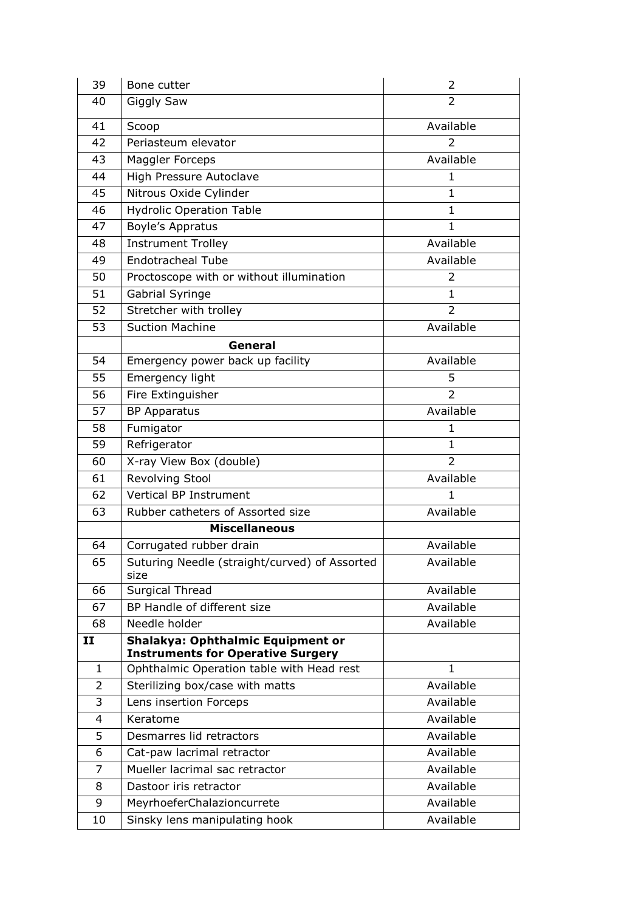| 39 | Bone cutter | 2 |
|---|---|---|
| 40 | Giggly Saw | 2 |
| 41 | Scoop | Available |
| 42 | Periasteum elevator | 2 |
| 43 | Maggler Forceps | Available |
| 44 | High Pressure Autoclave | 1 |
| 45 | Nitrous Oxide Cylinder | 1 |
| 46 | Hydrolic Operation Table | 1 |
| 47 | Boyle's Appratus | 1 |
| 48 | Instrument Trolley | Available |
| 49 | Endotracheal Tube | Available |
| 50 | Proctoscope with or without illumination | 2 |
| 51 | Gabrial Syringe | 1 |
| 52 | Stretcher with trolley | 2 |
| 53 | Suction Machine | Available |
| | **General** | |
| 54 | Emergency power back up facility | Available |
| 55 | Emergency light | 5 |
| 56 | Fire Extinguisher | 2 |
| 57 | BP Apparatus | Available |
| 58 | Fumigator | 1 |
| 59 | Refrigerator | 1 |
| 60 | X-ray View Box (double) | 2 |
| 61 | Revolving Stool | Available |
| 62 | Vertical BP Instrument | 1 |
| 63 | Rubber catheters of Assorted size | Available |
| | **Miscellaneous** | |
| 64 | Corrugated rubber drain | Available |
| 65 | Suturing Needle (straight/curved) of Assorted size | Available |
| 66 | Surgical Thread | Available |
| 67 | BP Handle of different size | Available |
| 68 | Needle holder | Available |
| **II** | **Shalakya: Ophthalmic Equipment or Instruments for Operative Surgery** | |
| 1 | Ophthalmic Operation table with Head rest | 1 |
| 2 | Sterilizing box/case with matts | Available |
| 3 | Lens insertion Forceps | Available |
| 4 | Keratome | Available |
| 5 | Desmarres lid retractors | Available |
| 6 | Cat-paw lacrimal retractor | Available |
| 7 | Mueller lacrimal sac retractor | Available |
| 8 | Dastoor iris retractor | Available |
| 9 | MeyrhoeferChalazioncurrete | Available |
| 10 | Sinsky lens manipulating hook | Available |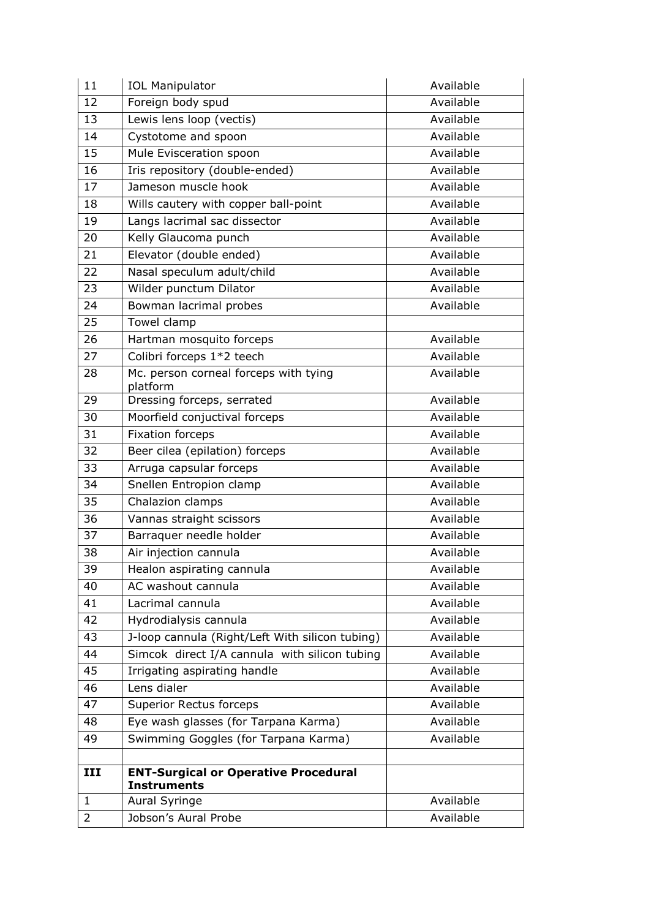| | | |
|---|---|---|
| 11 | IOL Manipulator | Available |
| 12 | Foreign body spud | Available |
| 13 | Lewis lens loop (vectis) | Available |
| 14 | Cystotome and spoon | Available |
| 15 | Mule Evisceration spoon | Available |
| 16 | Iris repository (double-ended) | Available |
| 17 | Jameson muscle hook | Available |
| 18 | Wills cautery with copper ball-point | Available |
| 19 | Langs lacrimal sac dissector | Available |
| 20 | Kelly Glaucoma punch | Available |
| 21 | Elevator (double ended) | Available |
| 22 | Nasal speculum adult/child | Available |
| 23 | Wilder punctum Dilator | Available |
| 24 | Bowman lacrimal probes | Available |
| 25 | Towel clamp | |
| 26 | Hartman mosquito forceps | Available |
| 27 | Colibri forceps 1*2 teech | Available |
| 28 | Mc. person corneal forceps with tying platform | Available |
| 29 | Dressing forceps, serrated | Available |
| 30 | Moorfield conjuctival forceps | Available |
| 31 | Fixation forceps | Available |
| 32 | Beer cilea (epilation) forceps | Available |
| 33 | Arruga capsular forceps | Available |
| 34 | Snellen Entropion clamp | Available |
| 35 | Chalazion clamps | Available |
| 36 | Vannas straight scissors | Available |
| 37 | Barraquer needle holder | Available |
| 38 | Air injection cannula | Available |
| 39 | Healon aspirating cannula | Available |
| 40 | AC washout cannula | Available |
| 41 | Lacrimal cannula | Available |
| 42 | Hydrodialysis cannula | Available |
| 43 | J-loop cannula (Right/Left With silicon tubing) | Available |
| 44 | Simcok direct I/A cannula with silicon tubing | Available |
| 45 | Irrigating aspirating handle | Available |
| 46 | Lens dialer | Available |
| 47 | Superior Rectus forceps | Available |
| 48 | Eye wash glasses (for Tarpana Karma) | Available |
| 49 | Swimming Goggles (for Tarpana Karma) | Available |
| | | |
| **III** | **ENT-Surgical or Operative Procedural Instruments** | |
| 1 | Aural Syringe | Available |
| 2 | Jobson's Aural Probe | Available |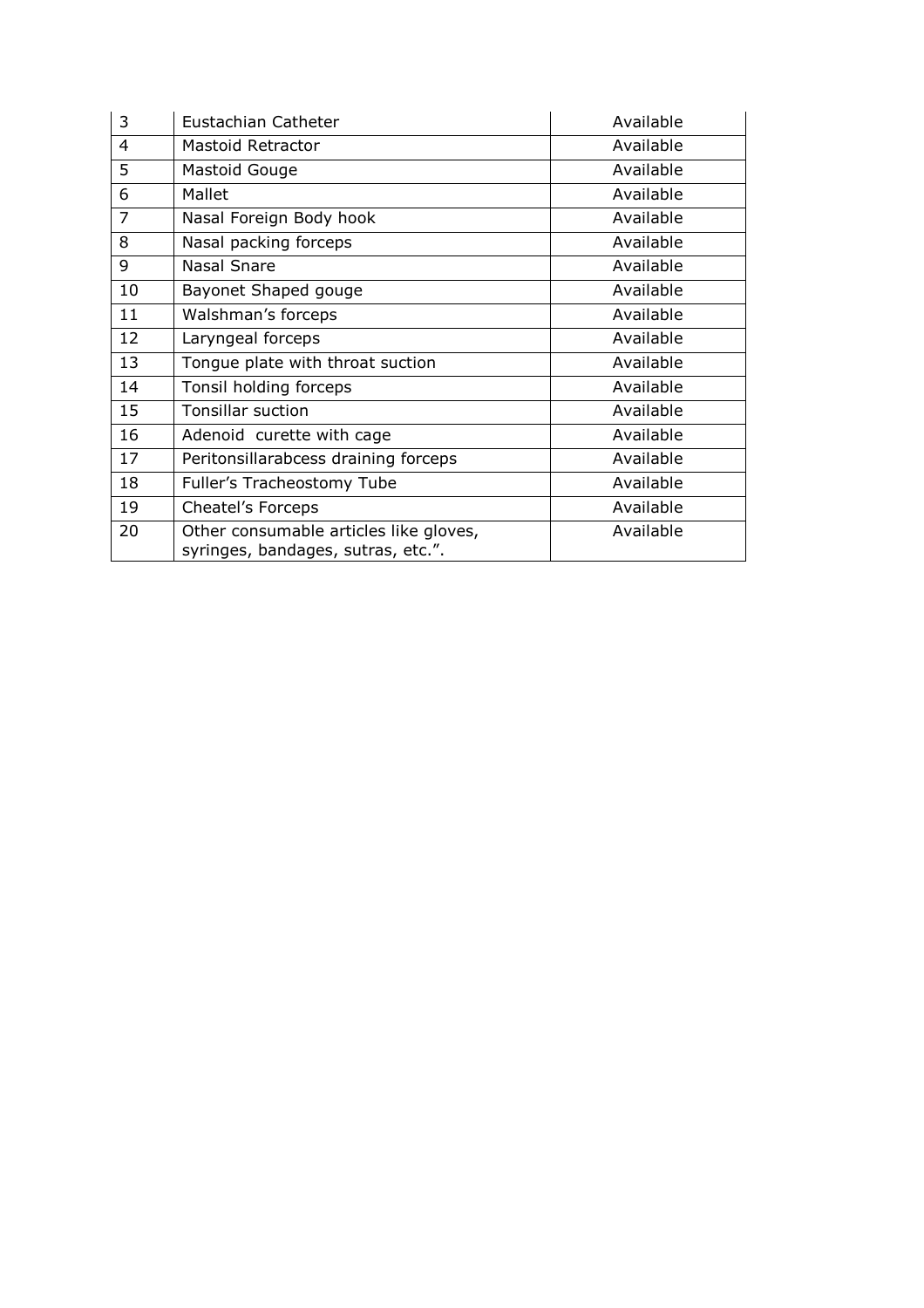| 3 | Eustachian Catheter | Available |
|---|---|---|
| 4 | Mastoid Retractor | Available |
| 5 | Mastoid Gouge | Available |
| 6 | Mallet | Available |
| 7 | Nasal Foreign Body hook | Available |
| 8 | Nasal packing forceps | Available |
| 9 | Nasal Snare | Available |
| 10 | Bayonet Shaped gouge | Available |
| 11 | Walshman's forceps | Available |
| 12 | Laryngeal forceps | Available |
| 13 | Tongue plate with throat suction | Available |
| 14 | Tonsil holding forceps | Available |
| 15 | Tonsillar suction | Available |
| 16 | Adenoid curette with cage | Available |
| 17 | Peritonsillarabcess draining forceps | Available |
| 18 | Fuller's Tracheostomy Tube | Available |
| 19 | Cheatel's Forceps | Available |
| 20 | Other consumable articles like gloves, syringes, bandages, sutras, etc.". | Available |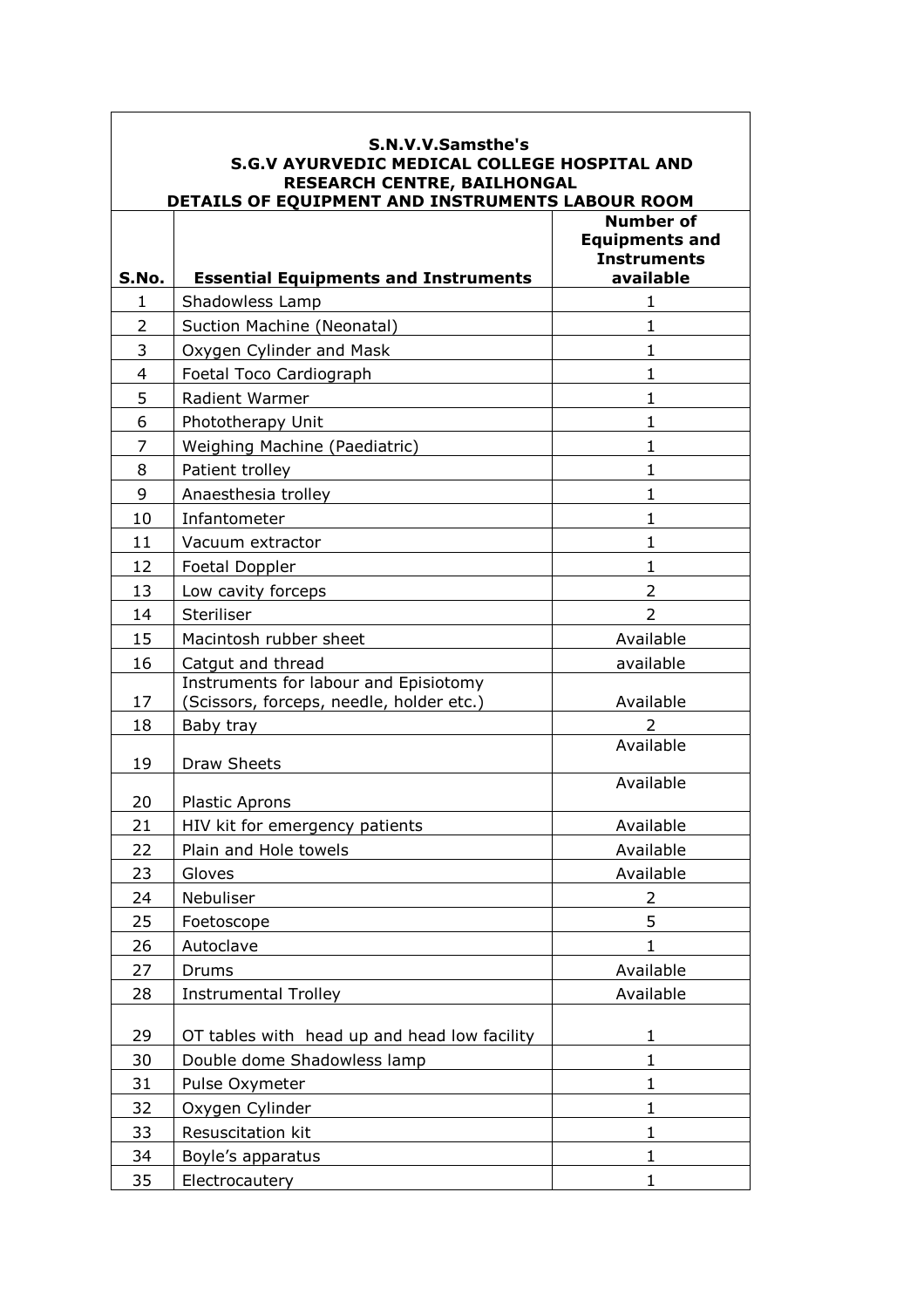**S.N.V.V.Samsthe's**
**S.G.V AYURVEDIC MEDICAL COLLEGE HOSPITAL AND RESEARCH CENTRE, BAILHONGAL**
**DETAILS OF EQUIPMENT AND INSTRUMENTS LABOUR ROOM**

| S.No. | Essential Equipments and Instruments | Number of Equipments and Instruments available |
|---|---|---|
| 1 | Shadowless Lamp | 1 |
| 2 | Suction Machine (Neonatal) | 1 |
| 3 | Oxygen Cylinder and Mask | 1 |
| 4 | Foetal Toco Cardiograph | 1 |
| 5 | Radient Warmer | 1 |
| 6 | Phototherapy Unit | 1 |
| 7 | Weighing Machine (Paediatric) | 1 |
| 8 | Patient trolley | 1 |
| 9 | Anaesthesia trolley | 1 |
| 10 | Infantometer | 1 |
| 11 | Vacuum extractor | 1 |
| 12 | Foetal Doppler | 1 |
| 13 | Low cavity forceps | 2 |
| 14 | Steriliser | 2 |
| 15 | Macintosh rubber sheet | Available |
| 16 | Catgut and thread | available |
| 17 | Instruments for labour and Episiotomy (Scissors, forceps, needle, holder etc.) | Available |
| 18 | Baby tray | 2 |
| 19 | Draw Sheets | Available |
| 20 | Plastic Aprons | Available |
| 21 | HIV kit for emergency patients | Available |
| 22 | Plain and Hole towels | Available |
| 23 | Gloves | Available |
| 24 | Nebuliser | 2 |
| 25 | Foetoscope | 5 |
| 26 | Autoclave | 1 |
| 27 | Drums | Available |
| 28 | Instrumental Trolley | Available |
| 29 | OT tables with head up and head low facility | 1 |
| 30 | Double dome Shadowless lamp | 1 |
| 31 | Pulse Oxymeter | 1 |
| 32 | Oxygen Cylinder | 1 |
| 33 | Resuscitation kit | 1 |
| 34 | Boyle's apparatus | 1 |
| 35 | Electrocautery | 1 |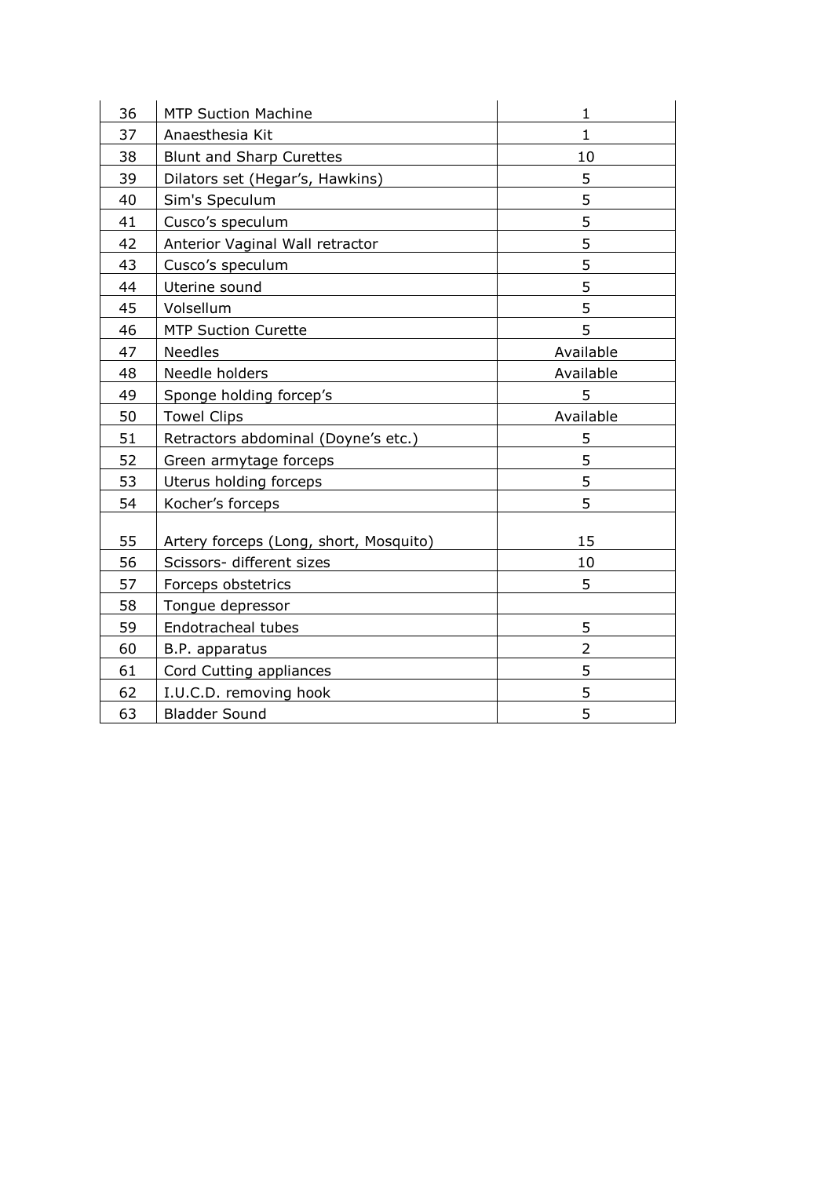| | | |
|---|---|---|
| 36 | MTP Suction Machine | 1 |
| 37 | Anaesthesia Kit | 1 |
| 38 | Blunt and Sharp Curettes | 10 |
| 39 | Dilators set (Hegar's, Hawkins) | 5 |
| 40 | Sim's Speculum | 5 |
| 41 | Cusco's speculum | 5 |
| 42 | Anterior Vaginal Wall retractor | 5 |
| 43 | Cusco's speculum | 5 |
| 44 | Uterine sound | 5 |
| 45 | Volsellum | 5 |
| 46 | MTP Suction Curette | 5 |
| 47 | Needles | Available |
| 48 | Needle holders | Available |
| 49 | Sponge holding forcep's | 5 |
| 50 | Towel Clips | Available |
| 51 | Retractors abdominal (Doyne's etc.) | 5 |
| 52 | Green armytage forceps | 5 |
| 53 | Uterus holding forceps | 5 |
| 54 | Kocher's forceps | 5 |
| 55 | Artery forceps (Long, short, Mosquito) | 15 |
| 56 | Scissors- different sizes | 10 |
| 57 | Forceps obstetrics | 5 |
| 58 | Tongue depressor | |
| 59 | Endotracheal tubes | 5 |
| 60 | B.P. apparatus | 2 |
| 61 | Cord Cutting appliances | 5 |
| 62 | I.U.C.D. removing hook | 5 |
| 63 | Bladder Sound | 5 |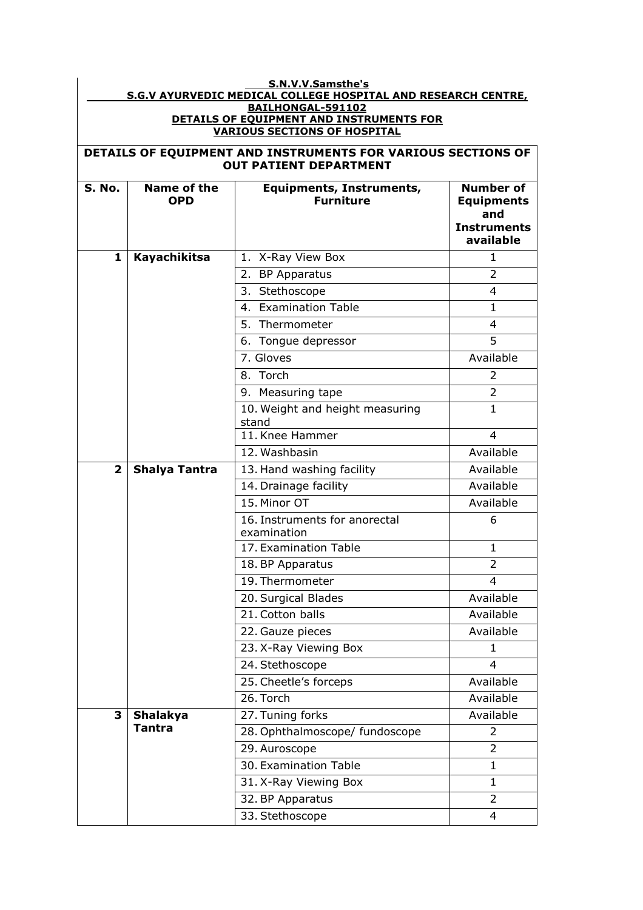**S.N.V.V.Samsthe's**

**S.G.V AYURVEDIC MEDICAL COLLEGE HOSPITAL AND RESEARCH CENTRE, BAILHONGAL-591102**

**DETAILS OF EQUIPMENT AND INSTRUMENTS FOR VARIOUS SECTIONS OF HOSPITAL**

**DETAILS OF EQUIPMENT AND INSTRUMENTS FOR VARIOUS SECTIONS OF OUT PATIENT DEPARTMENT**

| S. No. | Name of the OPD | Equipments, Instruments, Furniture | Number of Equipments and Instruments available |
|---|---|---|---|
| 1 | Kayachikitsa | 1. X-Ray View Box | 1 |
| | | 2. BP Apparatus | 2 |
| | | 3. Stethoscope | 4 |
| | | 4. Examination Table | 1 |
| | | 5. Thermometer | 4 |
| | | 6. Tongue depressor | 5 |
| | | 7. Gloves | Available |
| | | 8. Torch | 2 |
| | | 9. Measuring tape | 2 |
| | | 10. Weight and height measuring stand | 1 |
| | | 11. Knee Hammer | 4 |
| | | 12. Washbasin | Available |
| 2 | Shalya Tantra | 13. Hand washing facility | Available |
| | | 14. Drainage facility | Available |
| | | 15. Minor OT | Available |
| | | 16. Instruments for anorectal examination | 6 |
| | | 17. Examination Table | 1 |
| | | 18. BP Apparatus | 2 |
| | | 19. Thermometer | 4 |
| | | 20. Surgical Blades | Available |
| | | 21. Cotton balls | Available |
| | | 22. Gauze pieces | Available |
| | | 23. X-Ray Viewing Box | 1 |
| | | 24. Stethoscope | 4 |
| | | 25. Cheetle's forceps | Available |
| | | 26. Torch | Available |
| 3 | Shalakya Tantra | 27. Tuning forks | Available |
| | | 28. Ophthalmoscope/ fundoscope | 2 |
| | | 29. Auroscope | 2 |
| | | 30. Examination Table | 1 |
| | | 31. X-Ray Viewing Box | 1 |
| | | 32. BP Apparatus | 2 |
| | | 33. Stethoscope | 4 |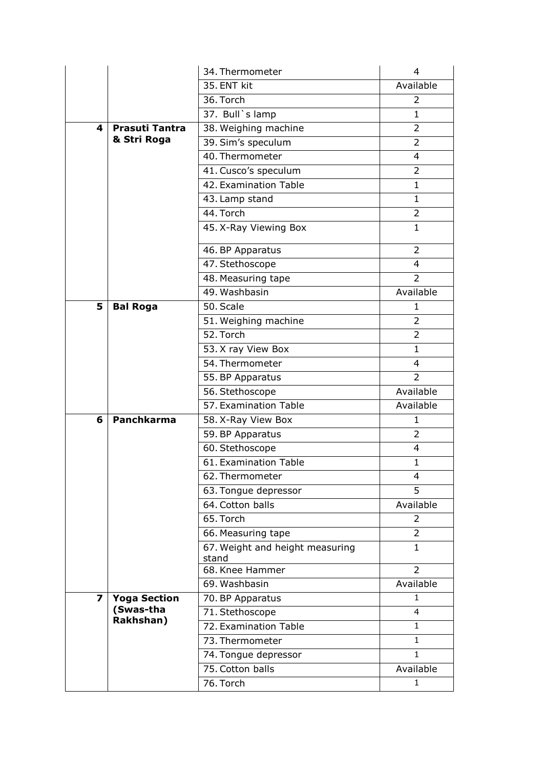| | | | |
|---|---|---|---|
| | | 34. Thermometer | 4 |
| | | 35. ENT kit | Available |
| | | 36. Torch | 2 |
| | | 37. Bull`s lamp | 1 |
| **4** | **Prasuti Tantra & Stri Roga** | 38. Weighing machine | 2 |
| | | 39. Sim's speculum | 2 |
| | | 40. Thermometer | 4 |
| | | 41. Cusco's speculum | 2 |
| | | 42. Examination Table | 1 |
| | | 43. Lamp stand | 1 |
| | | 44. Torch | 2 |
| | | 45. X-Ray Viewing Box | 1 |
| | | 46. BP Apparatus | 2 |
| | | 47. Stethoscope | 4 |
| | | 48. Measuring tape | 2 |
| | | 49. Washbasin | Available |
| **5** | **Bal Roga** | 50. Scale | 1 |
| | | 51. Weighing machine | 2 |
| | | 52. Torch | 2 |
| | | 53. X ray View Box | 1 |
| | | 54. Thermometer | 4 |
| | | 55. BP Apparatus | 2 |
| | | 56. Stethoscope | Available |
| | | 57. Examination Table | Available |
| **6** | **Panchkarma** | 58. X-Ray View Box | 1 |
| | | 59. BP Apparatus | 2 |
| | | 60. Stethoscope | 4 |
| | | 61. Examination Table | 1 |
| | | 62. Thermometer | 4 |
| | | 63. Tongue depressor | 5 |
| | | 64. Cotton balls | Available |
| | | 65. Torch | 2 |
| | | 66. Measuring tape | 2 |
| | | 67. Weight and height measuring stand | 1 |
| | | 68. Knee Hammer | 2 |
| | | 69. Washbasin | Available |
| **7** | **Yoga Section (Swas-tha Rakhshan)** | 70. BP Apparatus | 1 |
| | | 71. Stethoscope | 4 |
| | | 72. Examination Table | 1 |
| | | 73. Thermometer | 1 |
| | | 74. Tongue depressor | 1 |
| | | 75. Cotton balls | Available |
| | | 76. Torch | 1 |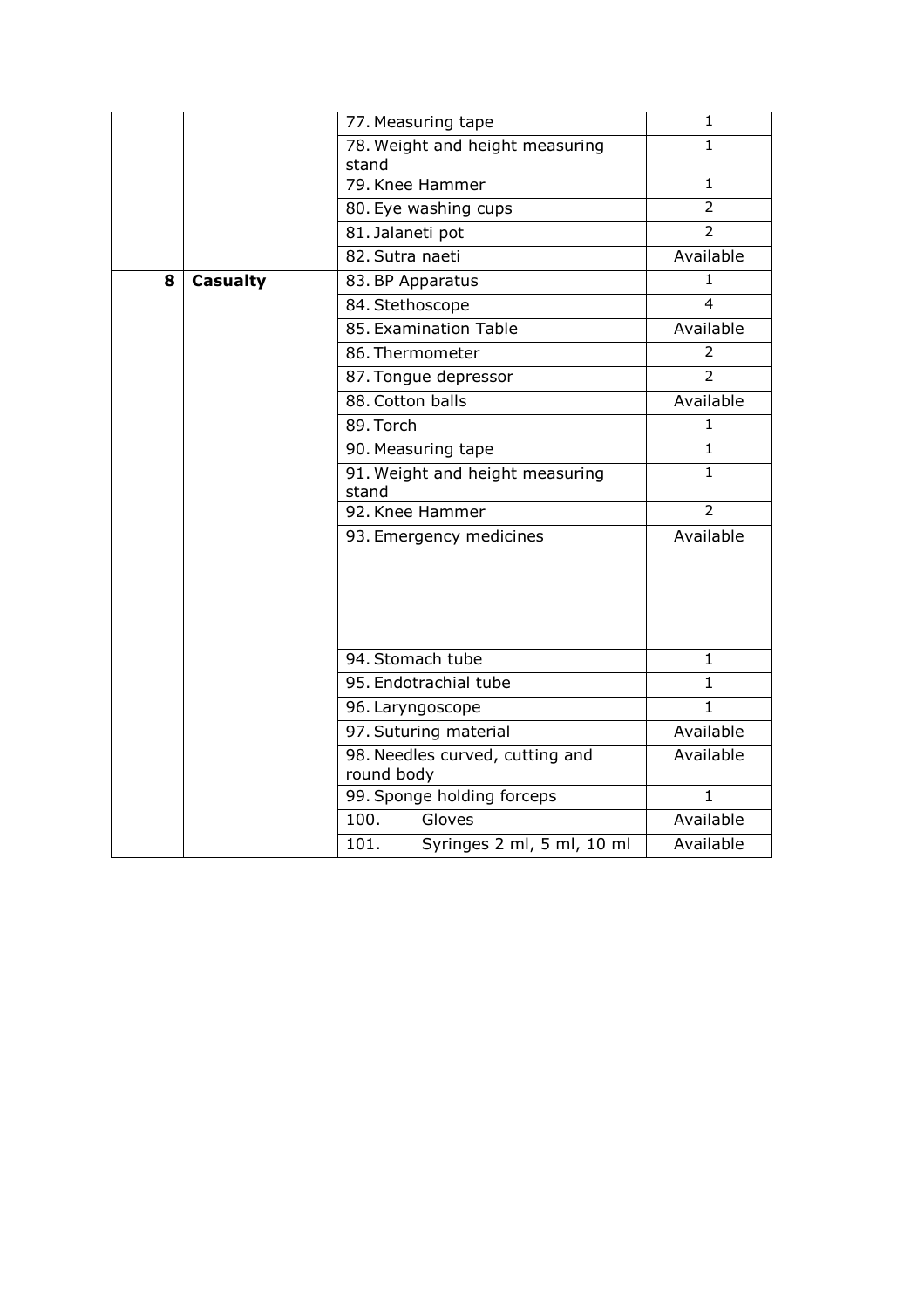| | | | |
|---|---|---|---|
| | | 77. Measuring tape | 1 |
| | | 78. Weight and height measuring stand | 1 |
| | | 79. Knee Hammer | 1 |
| | | 80. Eye washing cups | 2 |
| | | 81. Jalaneti pot | 2 |
| | | 82. Sutra naeti | Available |
| **8** | **Casualty** | 83. BP Apparatus | 1 |
| | | 84. Stethoscope | 4 |
| | | 85. Examination Table | Available |
| | | 86. Thermometer | 2 |
| | | 87. Tongue depressor | 2 |
| | | 88. Cotton balls | Available |
| | | 89. Torch | 1 |
| | | 90. Measuring tape | 1 |
| | | 91. Weight and height measuring stand | 1 |
| | | 92. Knee Hammer | 2 |
| | | 93. Emergency medicines | Available |
| | | 94. Stomach tube | 1 |
| | | 95. Endotrachial tube | 1 |
| | | 96. Laryngoscope | 1 |
| | | 97. Suturing material | Available |
| | | 98. Needles curved, cutting and round body | Available |
| | | 99. Sponge holding forceps | 1 |
| | | 100. Gloves | Available |
| | | 101. Syringes 2 ml, 5 ml, 10 ml | Available |